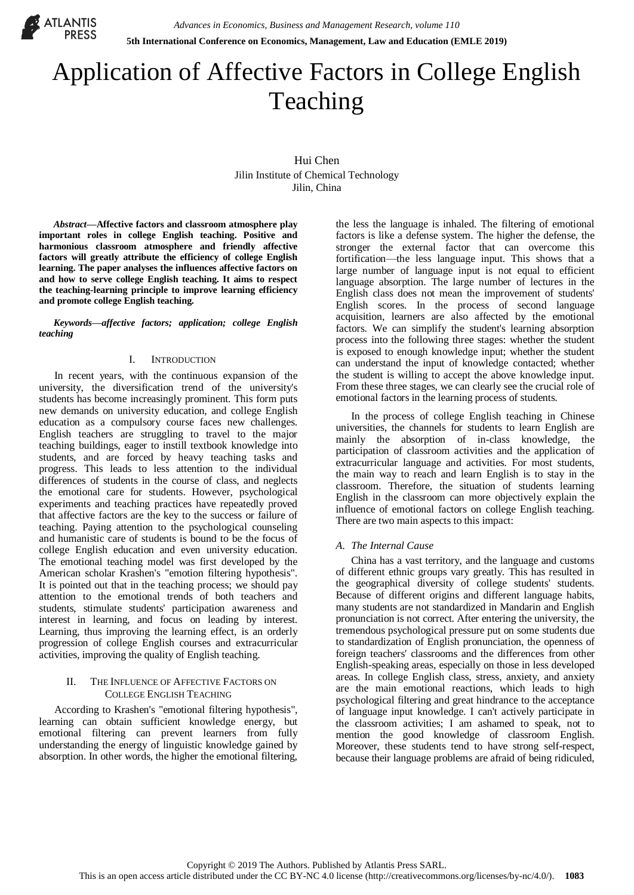# Application of Affective Factors in College English Teaching

Hui Chen
Jilin Institute of Chemical Technology
Jilin, China

***Abstract*—Affective factors and classroom atmosphere play important roles in college English teaching. Positive and harmonious classroom atmosphere and friendly affective factors will greatly attribute the efficiency of college English learning. The paper analyses the influences affective factors on and how to serve college English teaching. It aims to respect the teaching-learning principle to improve learning efficiency and promote college English teaching.**

***Keywords—affective factors; application; college English teaching***

## I. Introduction

In recent years, with the continuous expansion of the university, the diversification trend of the university's students has become increasingly prominent. This form puts new demands on university education, and college English education as a compulsory course faces new challenges. English teachers are struggling to travel to the major teaching buildings, eager to instill textbook knowledge into students, and are forced by heavy teaching tasks and progress. This leads to less attention to the individual differences of students in the course of class, and neglects the emotional care for students. However, psychological experiments and teaching practices have repeatedly proved that affective factors are the key to the success or failure of teaching. Paying attention to the psychological counseling and humanistic care of students is bound to be the focus of college English education and even university education. The emotional teaching model was first developed by the American scholar Krashen's "emotion filtering hypothesis". It is pointed out that in the teaching process; we should pay attention to the emotional trends of both teachers and students, stimulate students' participation awareness and interest in learning, and focus on leading by interest. Learning, thus improving the learning effect, is an orderly progression of college English courses and extracurricular activities, improving the quality of English teaching.

## II. The Influence of Affective Factors on College English Teaching

According to Krashen's "emotional filtering hypothesis", learning can obtain sufficient knowledge energy, but emotional filtering can prevent learners from fully understanding the energy of linguistic knowledge gained by absorption. In other words, the higher the emotional filtering, the less the language is inhaled. The filtering of emotional factors is like a defense system. The higher the defense, the stronger the external factor that can overcome this fortification—the less language input. This shows that a large number of language input is not equal to efficient language absorption. The large number of lectures in the English class does not mean the improvement of students' English scores. In the process of second language acquisition, learners are also affected by the emotional factors. We can simplify the student's learning absorption process into the following three stages: whether the student is exposed to enough knowledge input; whether the student can understand the input of knowledge contacted; whether the student is willing to accept the above knowledge input. From these three stages, we can clearly see the crucial role of emotional factors in the learning process of students.

In the process of college English teaching in Chinese universities, the channels for students to learn English are mainly the absorption of in-class knowledge, the participation of classroom activities and the application of extracurricular language and activities. For most students, the main way to reach and learn English is to stay in the classroom. Therefore, the situation of students learning English in the classroom can more objectively explain the influence of emotional factors on college English teaching. There are two main aspects to this impact:

### *A. The Internal Cause*

China has a vast territory, and the language and customs of different ethnic groups vary greatly. This has resulted in the geographical diversity of college students' students. Because of different origins and different language habits, many students are not standardized in Mandarin and English pronunciation is not correct. After entering the university, the tremendous psychological pressure put on some students due to standardization of English pronunciation, the openness of foreign teachers' classrooms and the differences from other English-speaking areas, especially on those in less developed areas. In college English class, stress, anxiety, and anxiety are the main emotional reactions, which leads to high psychological filtering and great hindrance to the acceptance of language input knowledge. I can't actively participate in the classroom activities; I am ashamed to speak, not to mention the good knowledge of classroom English. Moreover, these students tend to have strong self-respect, because their language problems are afraid of being ridiculed,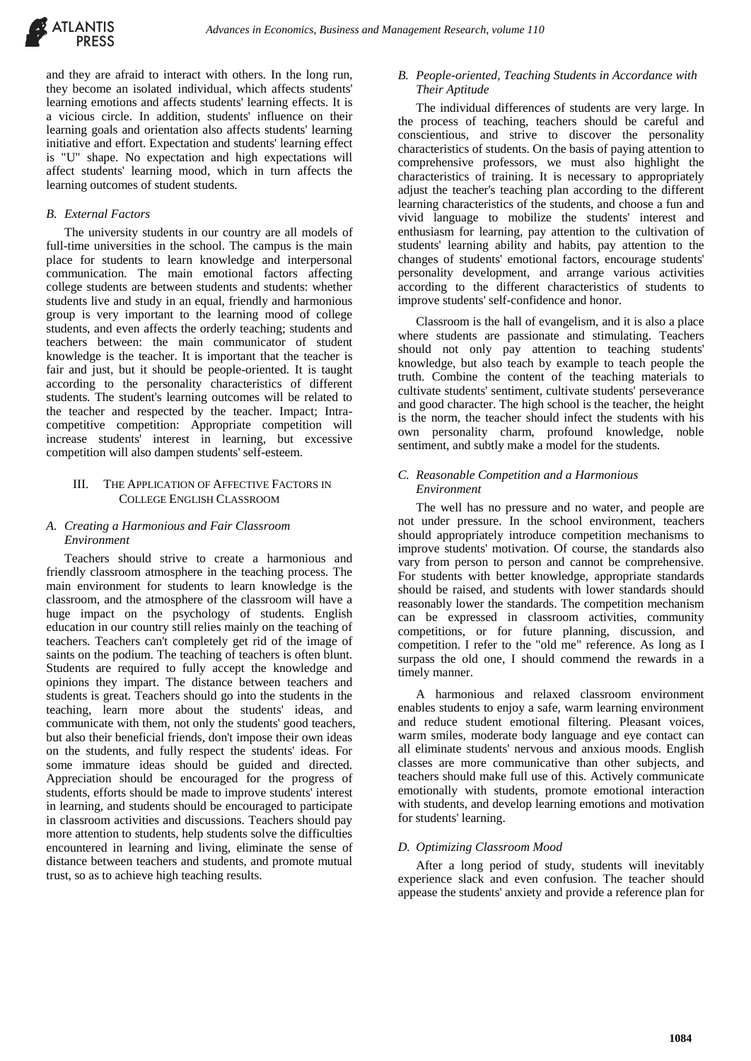and they are afraid to interact with others. In the long run, they become an isolated individual, which affects students' learning emotions and affects students' learning effects. It is a vicious circle. In addition, students' influence on their learning goals and orientation also affects students' learning initiative and effort. Expectation and students' learning effect is "U" shape. No expectation and high expectations will affect students' learning mood, which in turn affects the learning outcomes of student students.

### *B. External Factors*

The university students in our country are all models of full-time universities in the school. The campus is the main place for students to learn knowledge and interpersonal communication. The main emotional factors affecting college students are between students and students: whether students live and study in an equal, friendly and harmonious group is very important to the learning mood of college students, and even affects the orderly teaching; students and teachers between: the main communicator of student knowledge is the teacher. It is important that the teacher is fair and just, but it should be people-oriented. It is taught according to the personality characteristics of different students. The student's learning outcomes will be related to the teacher and respected by the teacher. Impact; Intra-competitive competition: Appropriate competition will increase students' interest in learning, but excessive competition will also dampen students' self-esteem.

## III. The Application of Affective Factors in College English Classroom

### *A. Creating a Harmonious and Fair Classroom Environment*

Teachers should strive to create a harmonious and friendly classroom atmosphere in the teaching process. The main environment for students to learn knowledge is the classroom, and the atmosphere of the classroom will have a huge impact on the psychology of students. English education in our country still relies mainly on the teaching of teachers. Teachers can't completely get rid of the image of saints on the podium. The teaching of teachers is often blunt. Students are required to fully accept the knowledge and opinions they impart. The distance between teachers and students is great. Teachers should go into the students in the teaching, learn more about the students' ideas, and communicate with them, not only the students' good teachers, but also their beneficial friends, don't impose their own ideas on the students, and fully respect the students' ideas. For some immature ideas should be guided and directed. Appreciation should be encouraged for the progress of students, efforts should be made to improve students' interest in learning, and students should be encouraged to participate in classroom activities and discussions. Teachers should pay more attention to students, help students solve the difficulties encountered in learning and living, eliminate the sense of distance between teachers and students, and promote mutual trust, so as to achieve high teaching results.

### *B. People-oriented, Teaching Students in Accordance with Their Aptitude*

The individual differences of students are very large. In the process of teaching, teachers should be careful and conscientious, and strive to discover the personality characteristics of students. On the basis of paying attention to comprehensive professors, we must also highlight the characteristics of training. It is necessary to appropriately adjust the teacher's teaching plan according to the different learning characteristics of the students, and choose a fun and vivid language to mobilize the students' interest and enthusiasm for learning, pay attention to the cultivation of students' learning ability and habits, pay attention to the changes of students' emotional factors, encourage students' personality development, and arrange various activities according to the different characteristics of students to improve students' self-confidence and honor.

Classroom is the hall of evangelism, and it is also a place where students are passionate and stimulating. Teachers should not only pay attention to teaching students' knowledge, but also teach by example to teach people the truth. Combine the content of the teaching materials to cultivate students' sentiment, cultivate students' perseverance and good character. The high school is the teacher, the height is the norm, the teacher should infect the students with his own personality charm, profound knowledge, noble sentiment, and subtly make a model for the students.

### *C. Reasonable Competition and a Harmonious Environment*

The well has no pressure and no water, and people are not under pressure. In the school environment, teachers should appropriately introduce competition mechanisms to improve students' motivation. Of course, the standards also vary from person to person and cannot be comprehensive. For students with better knowledge, appropriate standards should be raised, and students with lower standards should reasonably lower the standards. The competition mechanism can be expressed in classroom activities, community competitions, or for future planning, discussion, and competition. I refer to the "old me" reference. As long as I surpass the old one, I should commend the rewards in a timely manner.

A harmonious and relaxed classroom environment enables students to enjoy a safe, warm learning environment and reduce student emotional filtering. Pleasant voices, warm smiles, moderate body language and eye contact can all eliminate students' nervous and anxious moods. English classes are more communicative than other subjects, and teachers should make full use of this. Actively communicate emotionally with students, promote emotional interaction with students, and develop learning emotions and motivation for students' learning.

### *D. Optimizing Classroom Mood*

After a long period of study, students will inevitably experience slack and even confusion. The teacher should appease the students' anxiety and provide a reference plan for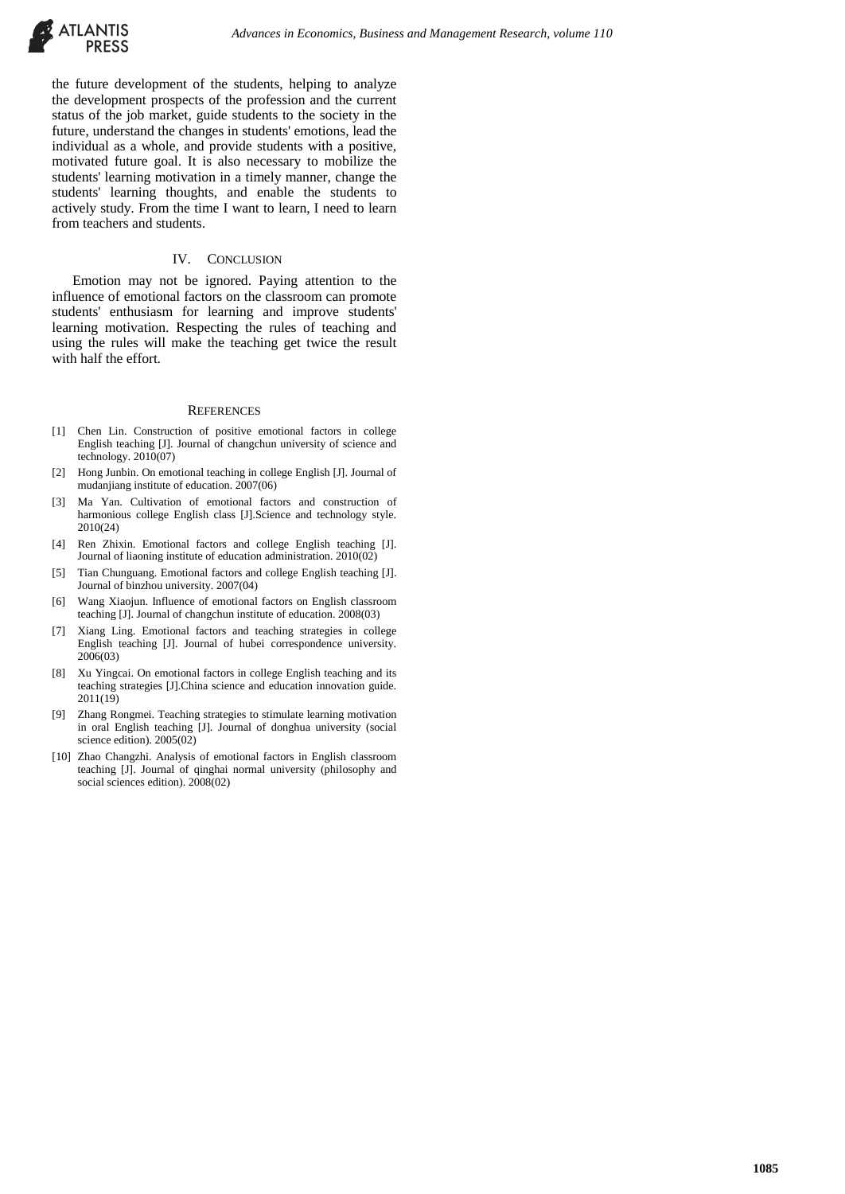the future development of the students, helping to analyze the development prospects of the profession and the current status of the job market, guide students to the society in the future, understand the changes in students' emotions, lead the individual as a whole, and provide students with a positive, motivated future goal. It is also necessary to mobilize the students' learning motivation in a timely manner, change the students' learning thoughts, and enable the students to actively study. From the time I want to learn, I need to learn from teachers and students.

## IV. Conclusion

Emotion may not be ignored. Paying attention to the influence of emotional factors on the classroom can promote students' enthusiasm for learning and improve students' learning motivation. Respecting the rules of teaching and using the rules will make the teaching get twice the result with half the effort.

## References

[1] Chen Lin. Construction of positive emotional factors in college English teaching [J]. Journal of changchun university of science and technology. 2010(07)

[2] Hong Junbin. On emotional teaching in college English [J]. Journal of mudanjiang institute of education. 2007(06)

[3] Ma Yan. Cultivation of emotional factors and construction of harmonious college English class [J].Science and technology style. 2010(24)

[4] Ren Zhixin. Emotional factors and college English teaching [J]. Journal of liaoning institute of education administration. 2010(02)

[5] Tian Chunguang. Emotional factors and college English teaching [J]. Journal of binzhou university. 2007(04)

[6] Wang Xiaojun. Influence of emotional factors on English classroom teaching [J]. Journal of changchun institute of education. 2008(03)

[7] Xiang Ling. Emotional factors and teaching strategies in college English teaching [J]. Journal of hubei correspondence university. 2006(03)

[8] Xu Yingcai. On emotional factors in college English teaching and its teaching strategies [J].China science and education innovation guide. 2011(19)

[9] Zhang Rongmei. Teaching strategies to stimulate learning motivation in oral English teaching [J]. Journal of donghua university (social science edition). 2005(02)

[10] Zhao Changzhi. Analysis of emotional factors in English classroom teaching [J]. Journal of qinghai normal university (philosophy and social sciences edition). 2008(02)